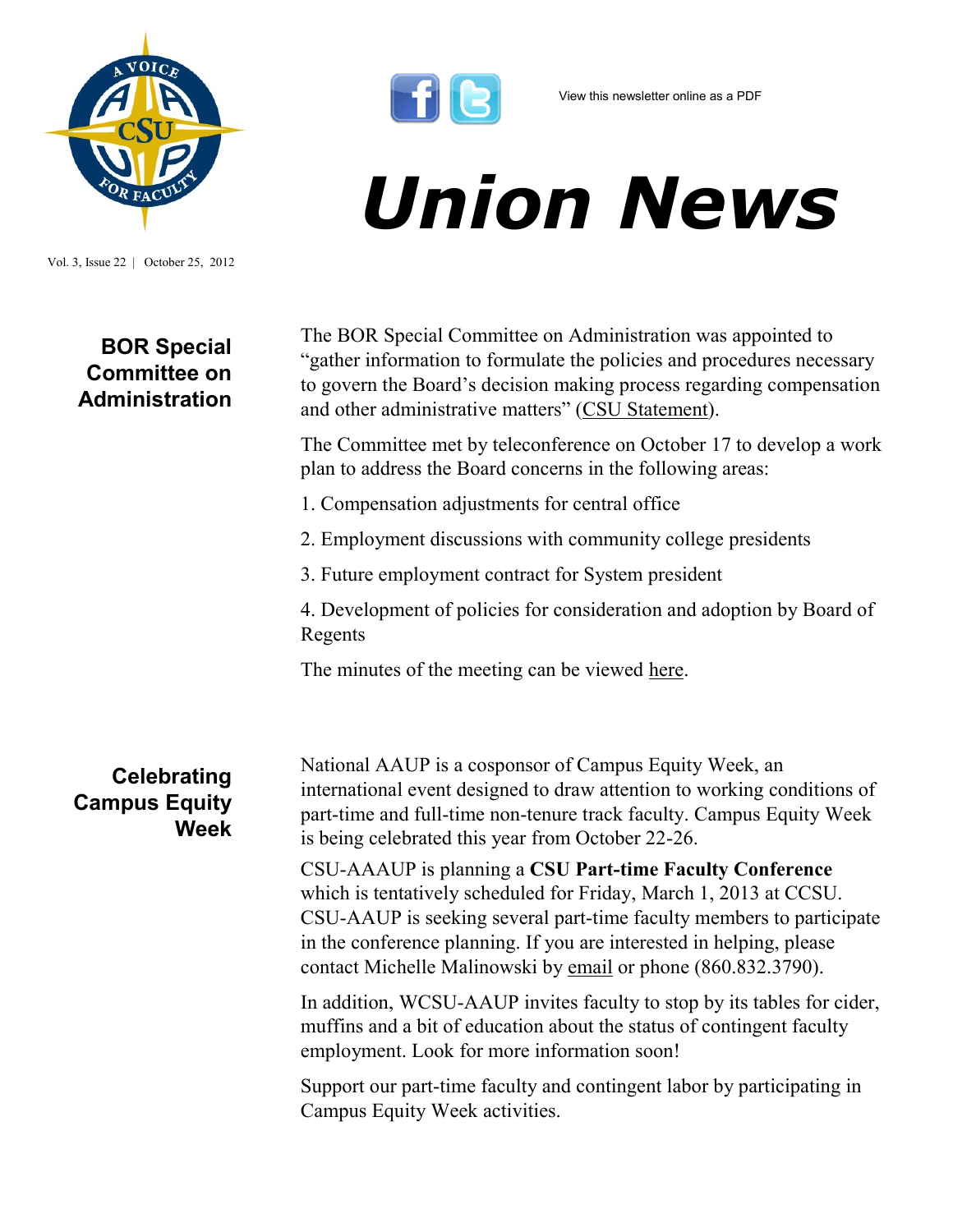View this newsletter online as a PDF

# Union News

Vol. 3, Issue 22 | October 25, 2012

## BOR Special Committee on Administration

The BOR Special Committee on Administration was appointed to "gather information to formulate the policies and procedures necessary to govern the Board's decision making process regarding compensation and other administrative matters" (CSU Statement).

The Committee met by teleconference on October 17 to develop a work plan to address the Board concerns in the following areas:

1. Compensation adjustments for central office

2. Employment discussions with community college presidents

3. Future employment contract for System president

4. Development of policies for consideration and adoption by Board of Regents

The minutes of the meeting can be viewed here.

## Celebrating Campus Equity Week

National AAUP is a cosponsor of Campus Equity Week, an international event designed to draw attention to working conditions of part-time and full-time non-tenure track faculty. Campus Equity Week is being celebrated this year from October 22-26.

CSU-AAAUP is planning a **CSU Part-time Faculty Conference** which is tentatively scheduled for Friday, March 1, 2013 at CCSU. CSU-AAUP is seeking several part-time faculty members to participate in the conference planning. If you are interested in helping, please contact Michelle Malinowski by email or phone (860.832.3790).

In addition, WCSU-AAUP invites faculty to stop by its tables for cider, muffins and a bit of education about the status of contingent faculty employment. Look for more information soon!

Support our part-time faculty and contingent labor by participating in Campus Equity Week activities.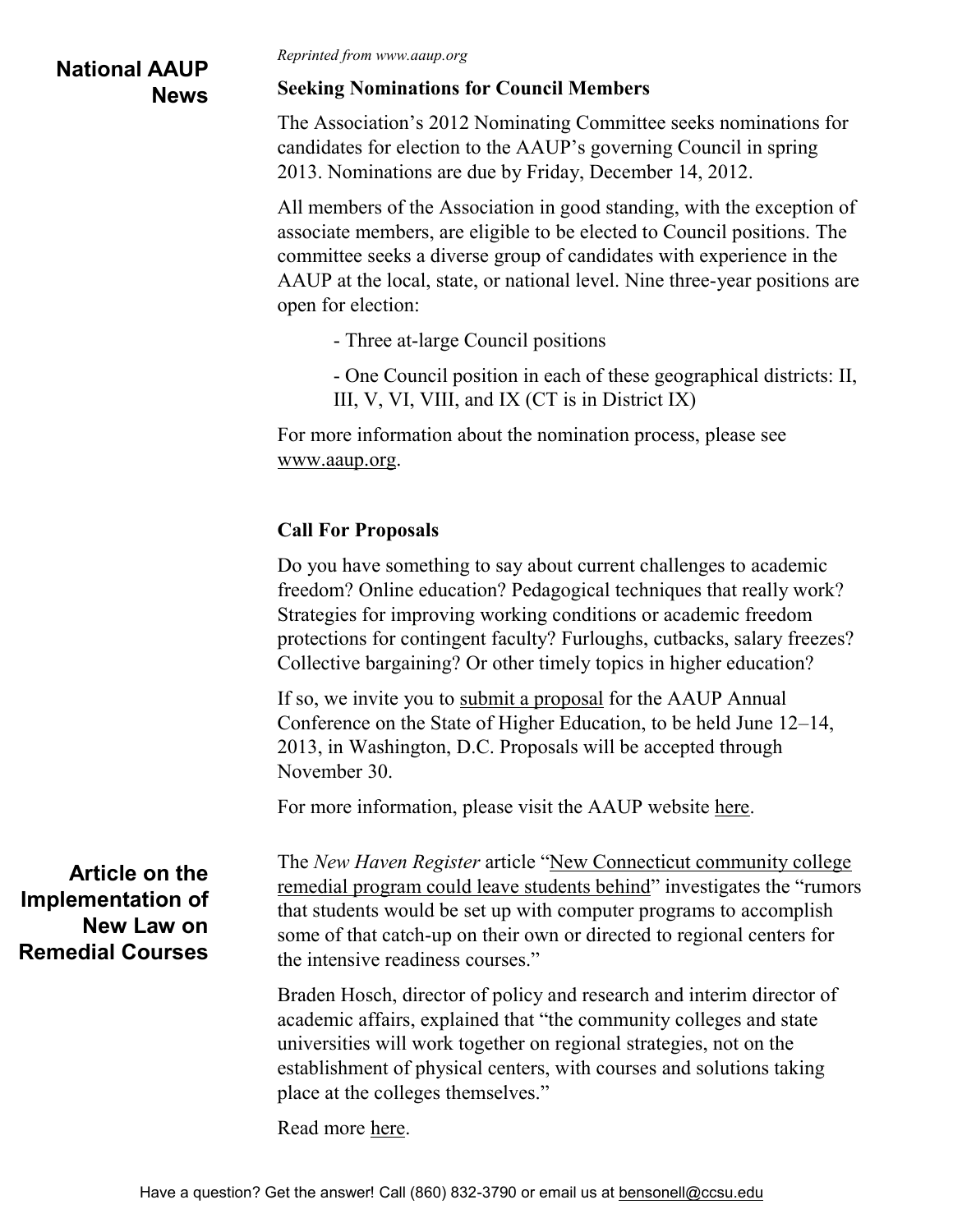## National AAUP News

*Reprinted from www.aaup.org*

**Seeking Nominations for Council Members**

The Association's 2012 Nominating Committee seeks nominations for candidates for election to the AAUP's governing Council in spring 2013. Nominations are due by Friday, December 14, 2012.

All members of the Association in good standing, with the exception of associate members, are eligible to be elected to Council positions. The committee seeks a diverse group of candidates with experience in the AAUP at the local, state, or national level. Nine three-year positions are open for election:

- Three at-large Council positions
- One Council position in each of these geographical districts: II, III, V, VI, VIII, and IX (CT is in District IX)

For more information about the nomination process, please see www.aaup.org.

**Call For Proposals**

Do you have something to say about current challenges to academic freedom? Online education? Pedagogical techniques that really work? Strategies for improving working conditions or academic freedom protections for contingent faculty? Furloughs, cutbacks, salary freezes? Collective bargaining? Or other timely topics in higher education?

If so, we invite you to submit a proposal for the AAUP Annual Conference on the State of Higher Education, to be held June 12–14, 2013, in Washington, D.C. Proposals will be accepted through November 30.

For more information, please visit the AAUP website here.

## Article on the Implementation of New Law on Remedial Courses

The *New Haven Register* article "New Connecticut community college remedial program could leave students behind" investigates the "rumors that students would be set up with computer programs to accomplish some of that catch-up on their own or directed to regional centers for the intensive readiness courses."

Braden Hosch, director of policy and research and interim director of academic affairs, explained that "the community colleges and state universities will work together on regional strategies, not on the establishment of physical centers, with courses and solutions taking place at the colleges themselves."

Read more here.

Have a question? Get the answer! Call (860) 832-3790 or email us at bensonell@ccsu.edu